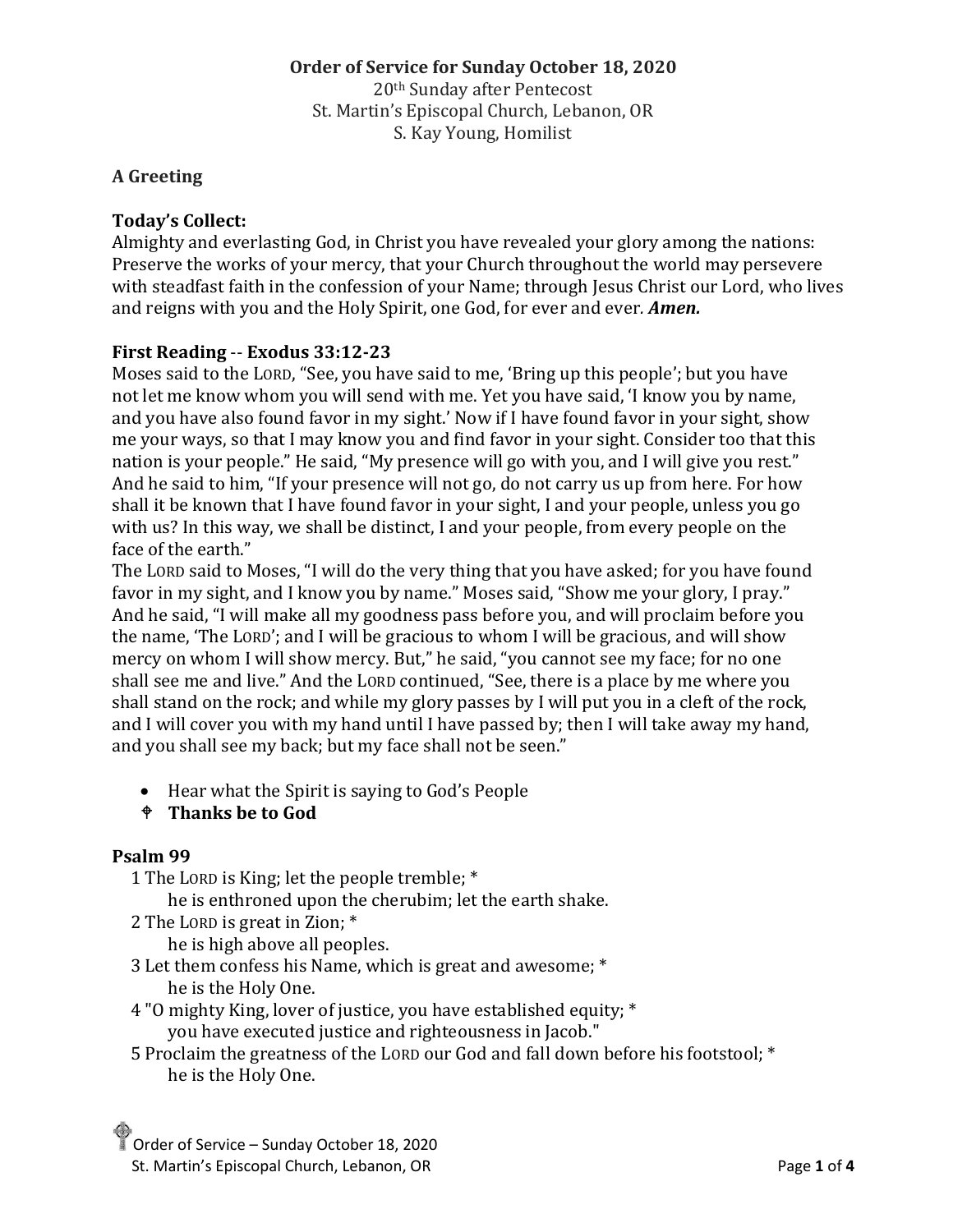**Order of Service for Sunday October 18, 2020**

20th Sunday after Pentecost

St. Martin's Episcopal Church, Lebanon, OR

S. Kay Young, Homilist

### A Greeting

### Today's Collect:

Almighty and everlasting God, in Christ you have revealed your glory among the nations: Preserve the works of your mercy, that your Church throughout the world may persevere with steadfast faith in the confession of your Name; through Jesus Christ our Lord, who lives and reigns with you and the Holy Spirit, one God, for ever and ever. ***Amen.***

### First Reading -- Exodus 33:12-23

Moses said to the LORD, "See, you have said to me, 'Bring up this people'; but you have not let me know whom you will send with me. Yet you have said, 'I know you by name, and you have also found favor in my sight.' Now if I have found favor in your sight, show me your ways, so that I may know you and find favor in your sight. Consider too that this nation is your people." He said, "My presence will go with you, and I will give you rest." And he said to him, "If your presence will not go, do not carry us up from here. For how shall it be known that I have found favor in your sight, I and your people, unless you go with us? In this way, we shall be distinct, I and your people, from every people on the face of the earth."

The LORD said to Moses, "I will do the very thing that you have asked; for you have found favor in my sight, and I know you by name." Moses said, "Show me your glory, I pray." And he said, "I will make all my goodness pass before you, and will proclaim before you the name, 'The LORD'; and I will be gracious to whom I will be gracious, and will show mercy on whom I will show mercy. But," he said, "you cannot see my face; for no one shall see me and live." And the LORD continued, "See, there is a place by me where you shall stand on the rock; and while my glory passes by I will put you in a cleft of the rock, and I will cover you with my hand until I have passed by; then I will take away my hand, and you shall see my back; but my face shall not be seen."

- Hear what the Spirit is saying to God's People
- **Thanks be to God**

### Psalm 99

1 The LORD is King; let the people tremble; *
    he is enthroned upon the cherubim; let the earth shake.
2 The LORD is great in Zion; *
    he is high above all peoples.
3 Let them confess his Name, which is great and awesome; *
    he is the Holy One.
4 "O mighty King, lover of justice, you have established equity; *
    you have executed justice and righteousness in Jacob."
5 Proclaim the greatness of the LORD our God and fall down before his footstool; *
    he is the Holy One.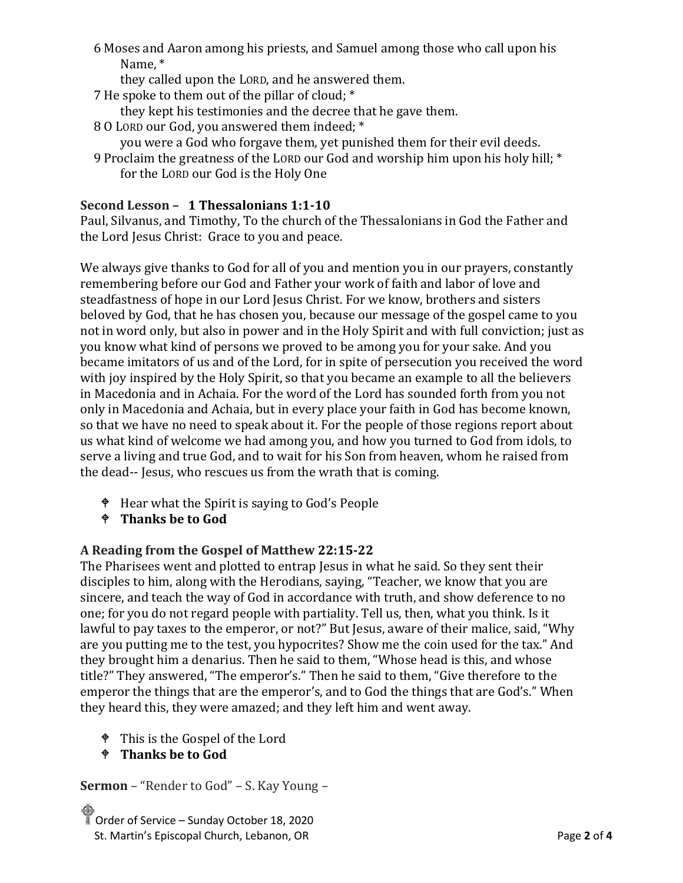6 Moses and Aaron among his priests, and Samuel among those who call upon his Name, *
    they called upon the LORD, and he answered them.
7 He spoke to them out of the pillar of cloud; *
    they kept his testimonies and the decree that he gave them.
8 O LORD our God, you answered them indeed; *
    you were a God who forgave them, yet punished them for their evil deeds.
9 Proclaim the greatness of the LORD our God and worship him upon his holy hill; *
    for the LORD our God is the Holy One

**Second Lesson – 1 Thessalonians 1:1-10**

Paul, Silvanus, and Timothy, To the church of the Thessalonians in God the Father and the Lord Jesus Christ: Grace to you and peace.

We always give thanks to God for all of you and mention you in our prayers, constantly remembering before our God and Father your work of faith and labor of love and steadfastness of hope in our Lord Jesus Christ. For we know, brothers and sisters beloved by God, that he has chosen you, because our message of the gospel came to you not in word only, but also in power and in the Holy Spirit and with full conviction; just as you know what kind of persons we proved to be among you for your sake. And you became imitators of us and of the Lord, for in spite of persecution you received the word with joy inspired by the Holy Spirit, so that you became an example to all the believers in Macedonia and in Achaia. For the word of the Lord has sounded forth from you not only in Macedonia and Achaia, but in every place your faith in God has become known, so that we have no need to speak about it. For the people of those regions report about us what kind of welcome we had among you, and how you turned to God from idols, to serve a living and true God, and to wait for his Son from heaven, whom he raised from the dead-- Jesus, who rescues us from the wrath that is coming.

- Hear what the Spirit is saying to God's People
- **Thanks be to God**

**A Reading from the Gospel of Matthew 22:15-22**

The Pharisees went and plotted to entrap Jesus in what he said. So they sent their disciples to him, along with the Herodians, saying, "Teacher, we know that you are sincere, and teach the way of God in accordance with truth, and show deference to no one; for you do not regard people with partiality. Tell us, then, what you think. Is it lawful to pay taxes to the emperor, or not?" But Jesus, aware of their malice, said, "Why are you putting me to the test, you hypocrites? Show me the coin used for the tax." And they brought him a denarius. Then he said to them, "Whose head is this, and whose title?" They answered, "The emperor's." Then he said to them, "Give therefore to the emperor the things that are the emperor's, and to God the things that are God's." When they heard this, they were amazed; and they left him and went away.

- This is the Gospel of the Lord
- **Thanks be to God**

**Sermon** – "Render to God" – S. Kay Young –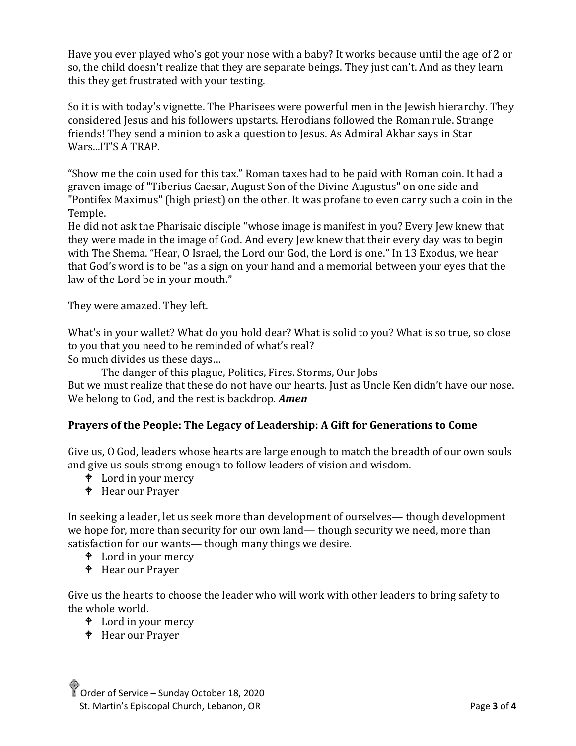Have you ever played who's got your nose with a baby? It works because until the age of 2 or so, the child doesn't realize that they are separate beings. They just can't. And as they learn this they get frustrated with your testing.

So it is with today's vignette. The Pharisees were powerful men in the Jewish hierarchy. They considered Jesus and his followers upstarts. Herodians followed the Roman rule. Strange friends! They send a minion to ask a question to Jesus. As Admiral Akbar says in Star Wars...IT'S A TRAP.

"Show me the coin used for this tax." Roman taxes had to be paid with Roman coin. It had a graven image of "Tiberius Caesar, August Son of the Divine Augustus" on one side and "Pontifex Maximus" (high priest) on the other. It was profane to even carry such a coin in the Temple.
He did not ask the Pharisaic disciple "whose image is manifest in you? Every Jew knew that they were made in the image of God. And every Jew knew that their every day was to begin with The Shema. "Hear, O Israel, the Lord our God, the Lord is one." In 13 Exodus, we hear that God's word is to be "as a sign on your hand and a memorial between your eyes that the law of the Lord be in your mouth."

They were amazed. They left.

What's in your wallet? What do you hold dear? What is solid to you? What is so true, so close to you that you need to be reminded of what's real?
So much divides us these days…

    The danger of this plague, Politics, Fires. Storms, Our Jobs

But we must realize that these do not have our hearts. Just as Uncle Ken didn't have our nose. We belong to God, and the rest is backdrop. ***Amen***

**Prayers of the People: The Legacy of Leadership: A Gift for Generations to Come**

Give us, O God, leaders whose hearts are large enough to match the breadth of our own souls and give us souls strong enough to follow leaders of vision and wisdom.

- Lord in your mercy
- Hear our Prayer

In seeking a leader, let us seek more than development of ourselves— though development we hope for, more than security for our own land— though security we need, more than satisfaction for our wants— though many things we desire.

- Lord in your mercy
- Hear our Prayer

Give us the hearts to choose the leader who will work with other leaders to bring safety to the whole world.

- Lord in your mercy
- Hear our Prayer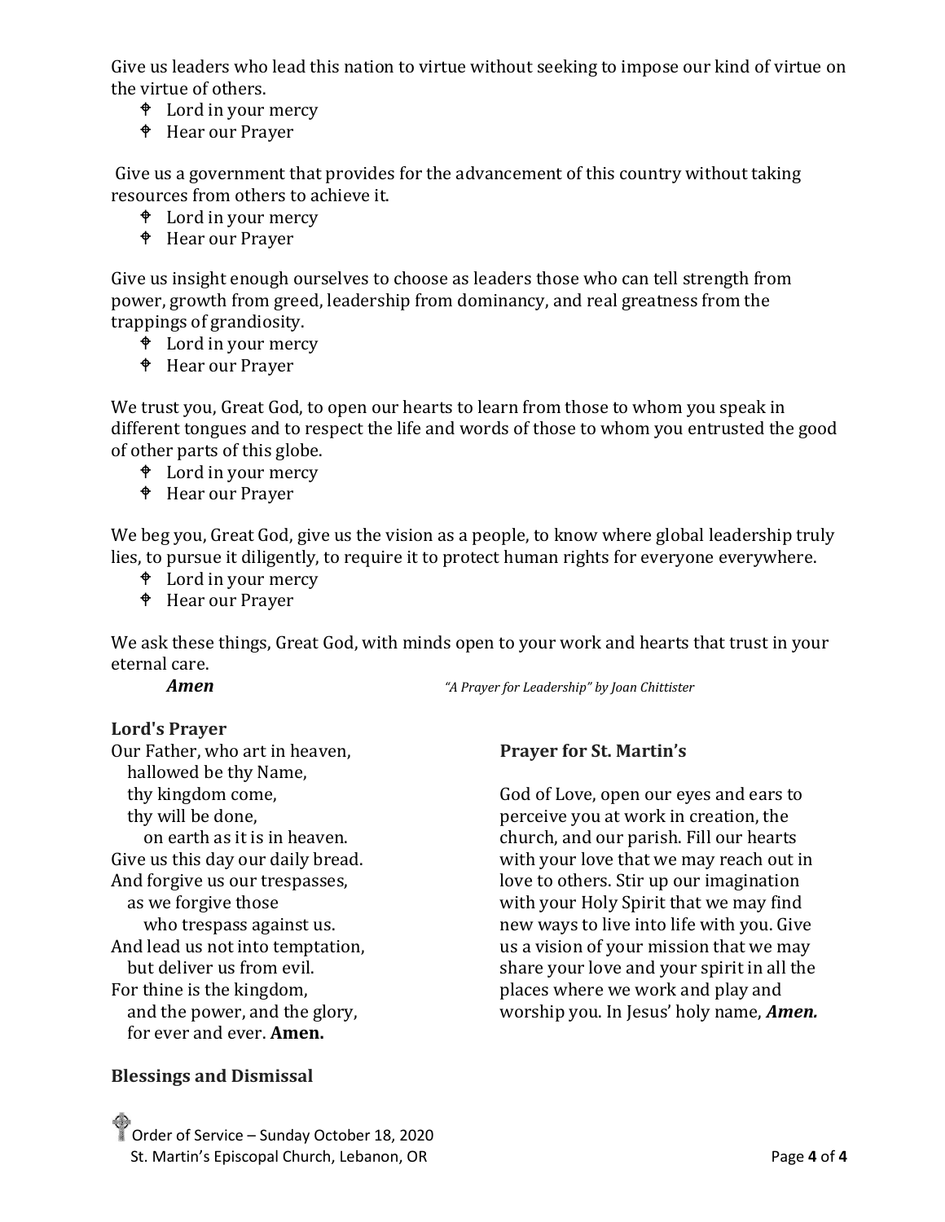Give us leaders who lead this nation to virtue without seeking to impose our kind of virtue on the virtue of others.

- Lord in your mercy
- Hear our Prayer

Give us a government that provides for the advancement of this country without taking resources from others to achieve it.

- Lord in your mercy
- Hear our Prayer

Give us insight enough ourselves to choose as leaders those who can tell strength from power, growth from greed, leadership from dominancy, and real greatness from the trappings of grandiosity.

- Lord in your mercy
- Hear our Prayer

We trust you, Great God, to open our hearts to learn from those to whom you speak in different tongues and to respect the life and words of those to whom you entrusted the good of other parts of this globe.

- Lord in your mercy
- Hear our Prayer

We beg you, Great God, give us the vision as a people, to know where global leadership truly lies, to pursue it diligently, to require it to protect human rights for everyone everywhere.

- Lord in your mercy
- Hear our Prayer

We ask these things, Great God, with minds open to your work and hearts that trust in your eternal care.

***Amen*** *"A Prayer for Leadership" by Joan Chittister*

**Lord's Prayer**

Our Father, who art in heaven,
hallowed be thy Name,
thy kingdom come,
thy will be done,
on earth as it is in heaven.
Give us this day our daily bread.
And forgive us our trespasses,
as we forgive those
who trespass against us.
And lead us not into temptation,
but deliver us from evil.
For thine is the kingdom,
and the power, and the glory,
for ever and ever. **Amen.**

**Prayer for St. Martin's**

God of Love, open our eyes and ears to perceive you at work in creation, the church, and our parish. Fill our hearts with your love that we may reach out in love to others. Stir up our imagination with your Holy Spirit that we may find new ways to live into life with you. Give us a vision of your mission that we may share your love and your spirit in all the places where we work and play and worship you. In Jesus' holy name, ***Amen.***

**Blessings and Dismissal**